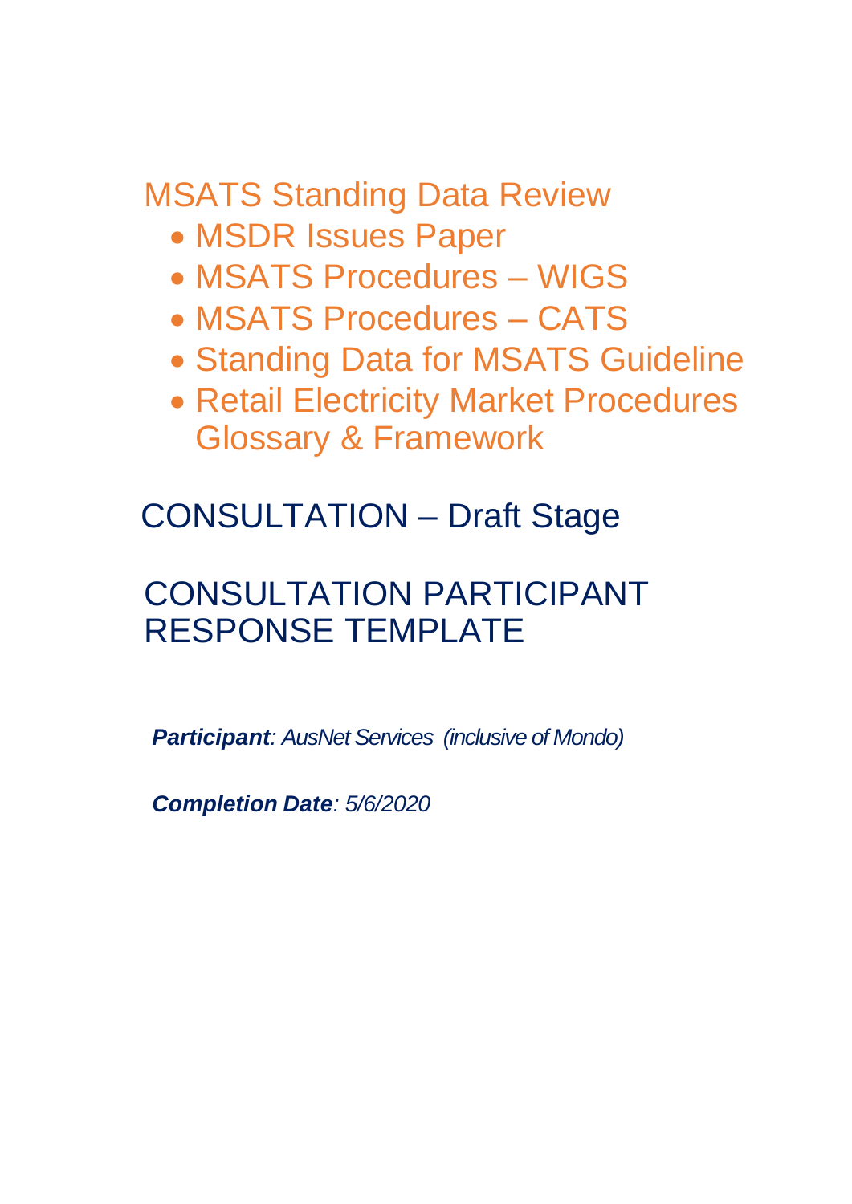# MSATS Standing Data Review

- MSDR Issues Paper
- MSATS Procedures – WIGS
- MSATS Procedures – CATS
- Standing Data for MSATS Guideline
- Retail Electricity Market Procedures Glossary & Framework

## CONSULTATION – Draft Stage

## CONSULTATION PARTICIPANT RESPONSE TEMPLATE

***Participant**: AusNet Services (inclusive of Mondo)*

***Completion Date**: 5/6/2020*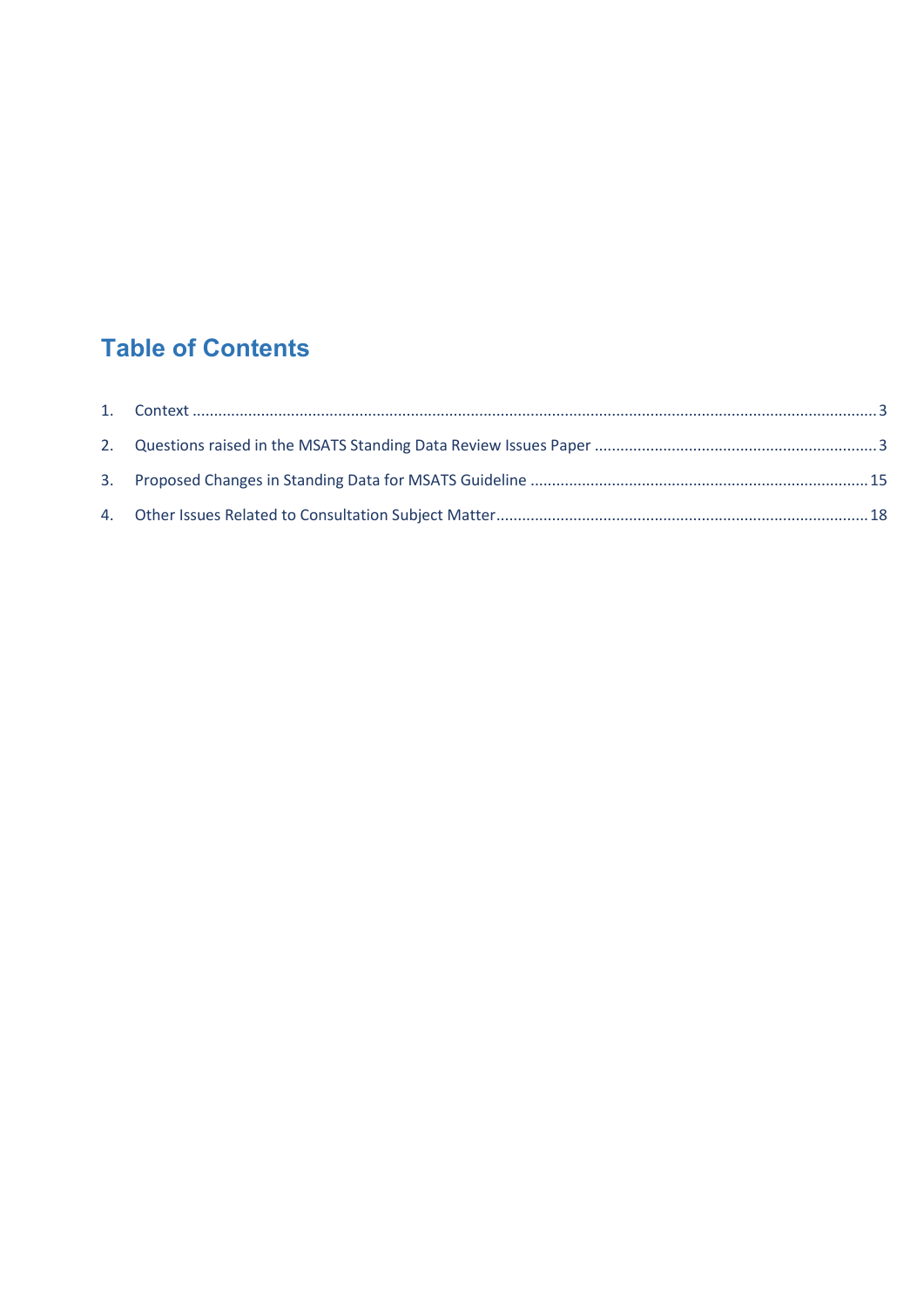## Table of Contents

1. Context ........................................................................................................................................................3
2. Questions raised in the MSATS Standing Data Review Issues Paper ..................................................................3
3. Proposed Changes in Standing Data for MSATS Guideline ..............................................................................15
4. Other Issues Related to Consultation Subject Matter.....................................................................................18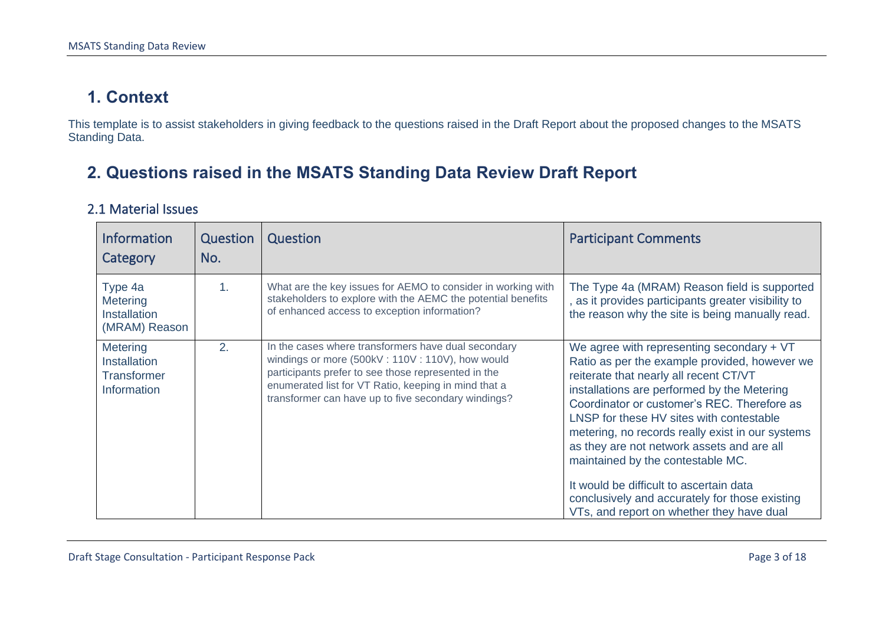# 1. Context

This template is to assist stakeholders in giving feedback to the questions raised in the Draft Report about the proposed changes to the MSATS Standing Data.

# 2. Questions raised in the MSATS Standing Data Review Draft Report

## 2.1 Material Issues

| Information Category | Question No. | Question | Participant Comments |
|---|---|---|---|
| Type 4a Metering Installation (MRAM) Reason | 1. | What are the key issues for AEMO to consider in working with stakeholders to explore with the AEMC the potential benefits of enhanced access to exception information? | The Type 4a (MRAM) Reason field is supported , as it provides participants greater visibility to the reason why the site is being manually read. |
| Metering Installation Transformer Information | 2. | In the cases where transformers have dual secondary windings or more (500kV : 110V : 110V), how would participants prefer to see those represented in the enumerated list for VT Ratio, keeping in mind that a transformer can have up to five secondary windings? | We agree with representing secondary + VT Ratio as per the example provided, however we reiterate that nearly all recent CT/VT installations are performed by the Metering Coordinator or customer's REC. Therefore as LNSP for these HV sites with contestable metering, no records really exist in our systems as they are not network assets and are all maintained by the contestable MC.<br><br>It would be difficult to ascertain data conclusively and accurately for those existing VTs, and report on whether they have dual |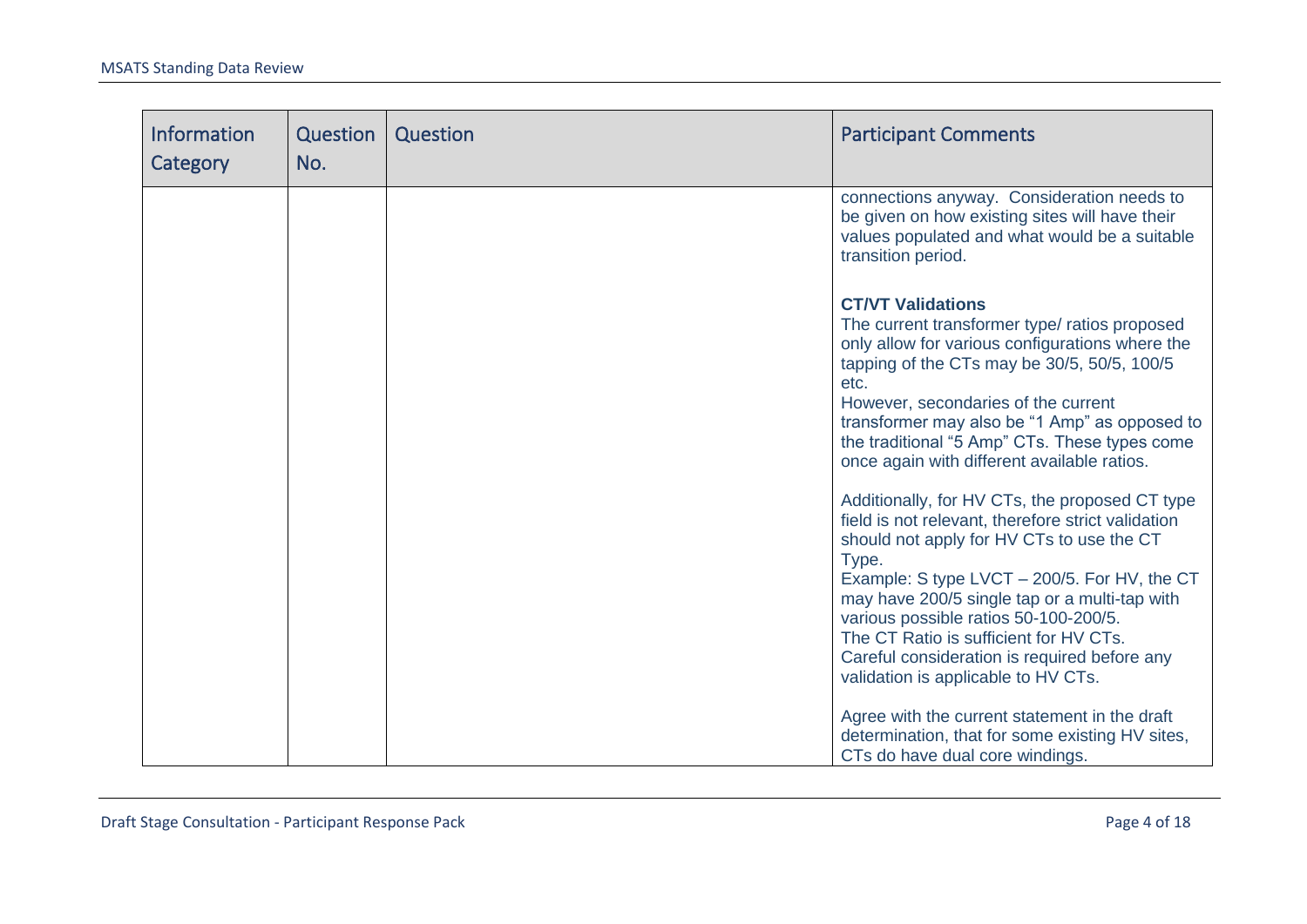| Information Category | Question No. | Question | Participant Comments |
| --- | --- | --- | --- |
| | | | connections anyway. Consideration needs to be given on how existing sites will have their values populated and what would be a suitable transition period.<br><br>**CT/VT Validations**<br>The current transformer type/ ratios proposed only allow for various configurations where the tapping of the CTs may be 30/5, 50/5, 100/5 etc.<br>However, secondaries of the current transformer may also be "1 Amp" as opposed to the traditional "5 Amp" CTs. These types come once again with different available ratios.<br><br>Additionally, for HV CTs, the proposed CT type field is not relevant, therefore strict validation should not apply for HV CTs to use the CT Type.<br>Example: S type LVCT – 200/5. For HV, the CT may have 200/5 single tap or a multi-tap with various possible ratios 50-100-200/5.<br>The CT Ratio is sufficient for HV CTs.<br>Careful consideration is required before any validation is applicable to HV CTs.<br><br>Agree with the current statement in the draft determination, that for some existing HV sites, CTs do have dual core windings. |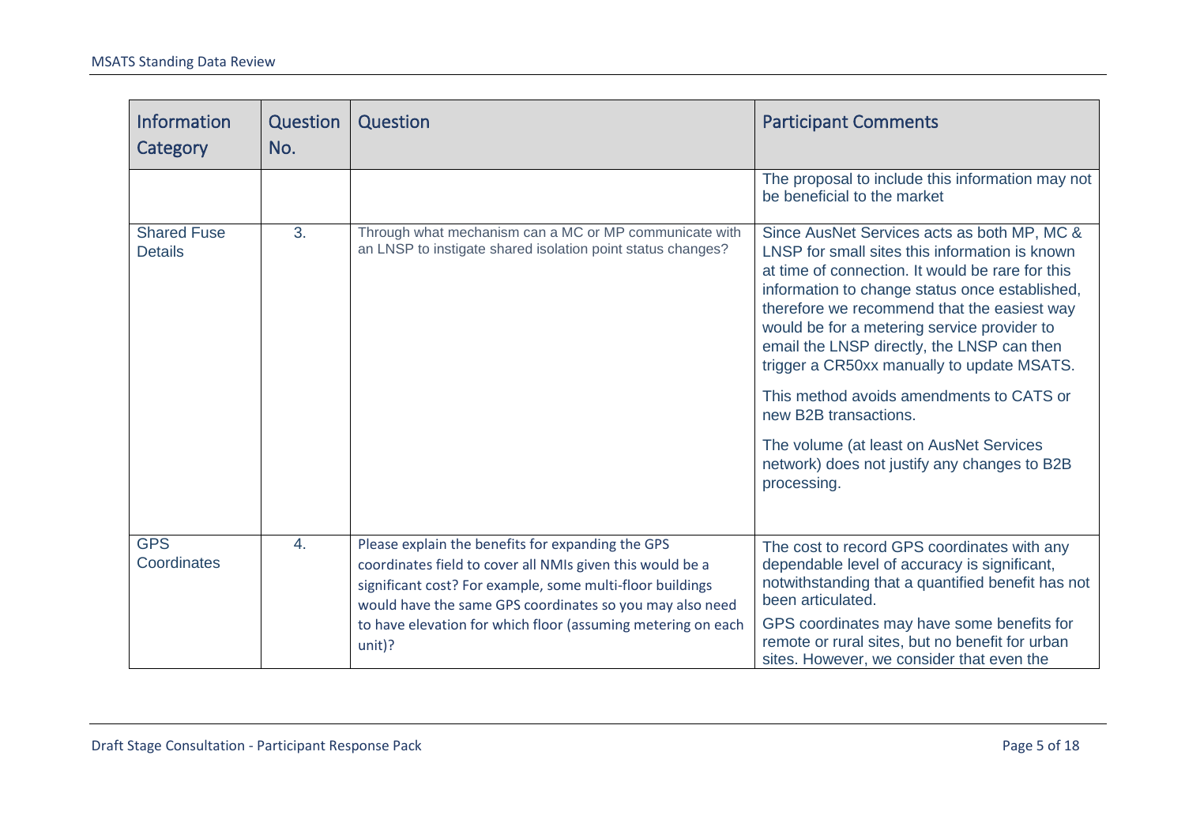| Information Category | Question No. | Question | Participant Comments |
|---|---|---|---|
| | | | The proposal to include this information may not be beneficial to the market |
| Shared Fuse Details | 3. | Through what mechanism can a MC or MP communicate with an LNSP to instigate shared isolation point status changes? | Since AusNet Services acts as both MP, MC & LNSP for small sites this information is known at time of connection. It would be rare for this information to change status once established, therefore we recommend that the easiest way would be for a metering service provider to email the LNSP directly, the LNSP can then trigger a CR50xx manually to update MSATS.<br><br>This method avoids amendments to CATS or new B2B transactions.<br><br>The volume (at least on AusNet Services network) does not justify any changes to B2B processing. |
| GPS Coordinates | 4. | Please explain the benefits for expanding the GPS coordinates field to cover all NMIs given this would be a significant cost? For example, some multi-floor buildings would have the same GPS coordinates so you may also need to have elevation for which floor (assuming metering on each unit)? | The cost to record GPS coordinates with any dependable level of accuracy is significant, notwithstanding that a quantified benefit has not been articulated.<br><br>GPS coordinates may have some benefits for remote or rural sites, but no benefit for urban sites. However, we consider that even the |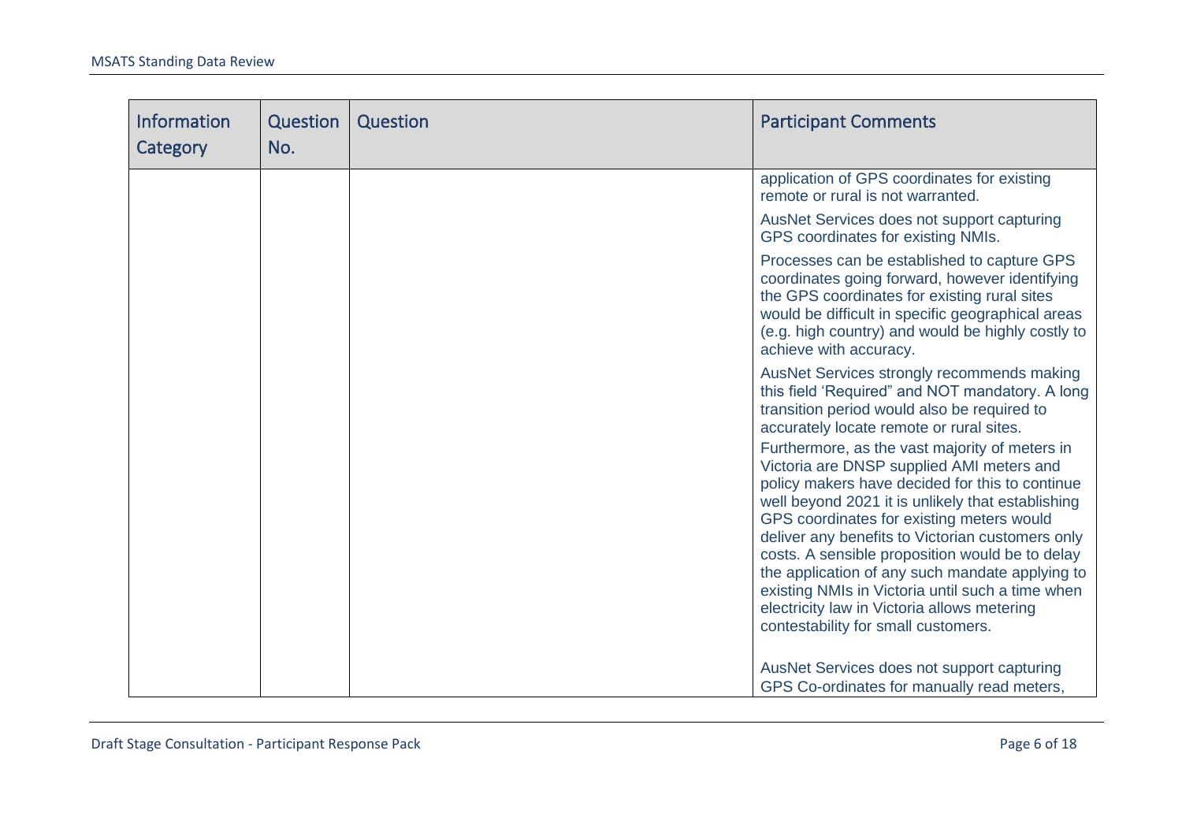| Information Category | Question No. | Question | Participant Comments |
|---|---|---|---|
| | | | application of GPS coordinates for existing remote or rural is not warranted.<br><br>AusNet Services does not support capturing GPS coordinates for existing NMIs.<br><br>Processes can be established to capture GPS coordinates going forward, however identifying the GPS coordinates for existing rural sites would be difficult in specific geographical areas (e.g. high country) and would be highly costly to achieve with accuracy.<br><br>AusNet Services strongly recommends making this field 'Required" and NOT mandatory. A long transition period would also be required to accurately locate remote or rural sites.<br><br>Furthermore, as the vast majority of meters in Victoria are DNSP supplied AMI meters and policy makers have decided for this to continue well beyond 2021 it is unlikely that establishing GPS coordinates for existing meters would deliver any benefits to Victorian customers only costs. A sensible proposition would be to delay the application of any such mandate applying to existing NMIs in Victoria until such a time when electricity law in Victoria allows metering contestability for small customers.<br><br>AusNet Services does not support capturing GPS Co-ordinates for manually read meters, |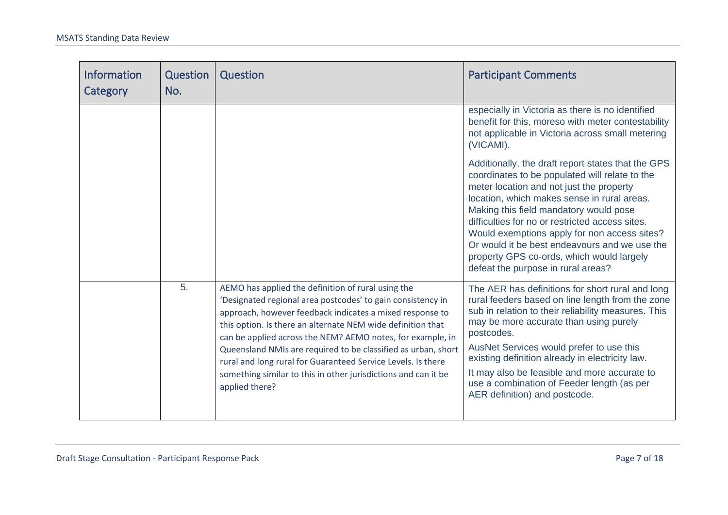| Information Category | Question No. | Question | Participant Comments |
|---|---|---|---|
| | | | especially in Victoria as there is no identified benefit for this, moreso with meter contestability not applicable in Victoria across small metering (VICAMI).<br><br>Additionally, the draft report states that the GPS coordinates to be populated will relate to the meter location and not just the property location, which makes sense in rural areas. Making this field mandatory would pose difficulties for no or restricted access sites. Would exemptions apply for non access sites? Or would it be best endeavours and we use the property GPS co-ords, which would largely defeat the purpose in rural areas? |
| | 5. | AEMO has applied the definition of rural using the 'Designated regional area postcodes' to gain consistency in approach, however feedback indicates a mixed response to this option. Is there an alternate NEM wide definition that can be applied across the NEM? AEMO notes, for example, in Queensland NMIs are required to be classified as urban, short rural and long rural for Guaranteed Service Levels. Is there something similar to this in other jurisdictions and can it be applied there? | The AER has definitions for short rural and long rural feeders based on line length from the zone sub in relation to their reliability measures. This may be more accurate than using purely postcodes.<br><br>AusNet Services would prefer to use this existing definition already in electricity law.<br><br>It may also be feasible and more accurate to use a combination of Feeder length (as per AER definition) and postcode. |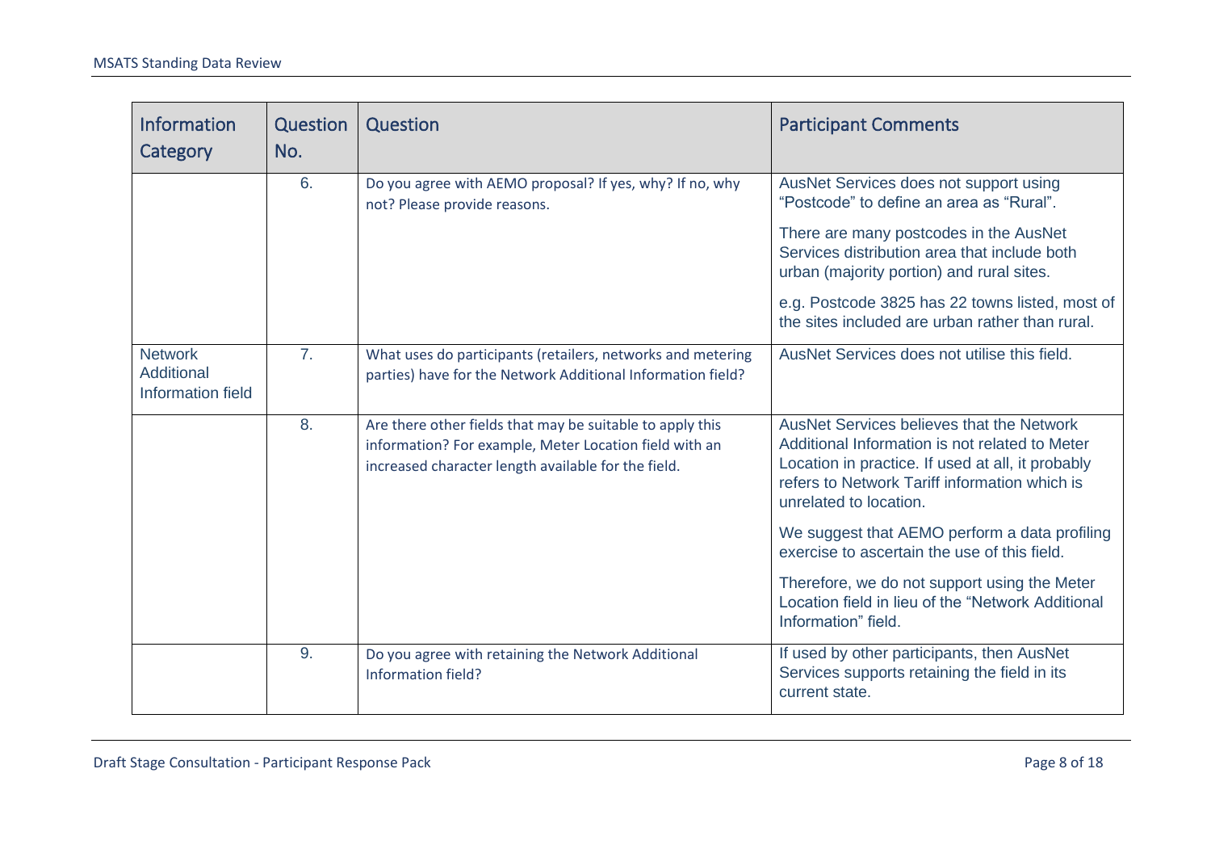| Information Category | Question No. | Question | Participant Comments |
| --- | --- | --- | --- |
| | 6. | Do you agree with AEMO proposal? If yes, why? If no, why not? Please provide reasons. | AusNet Services does not support using "Postcode" to define an area as "Rural".<br><br>There are many postcodes in the AusNet Services distribution area that include both urban (majority portion) and rural sites.<br><br>e.g. Postcode 3825 has 22 towns listed, most of the sites included are urban rather than rural. |
| Network Additional Information field | 7. | What uses do participants (retailers, networks and metering parties) have for the Network Additional Information field? | AusNet Services does not utilise this field. |
| | 8. | Are there other fields that may be suitable to apply this information? For example, Meter Location field with an increased character length available for the field. | AusNet Services believes that the Network Additional Information is not related to Meter Location in practice. If used at all, it probably refers to Network Tariff information which is unrelated to location.<br><br>We suggest that AEMO perform a data profiling exercise to ascertain the use of this field.<br><br>Therefore, we do not support using the Meter Location field in lieu of the "Network Additional Information" field. |
| | 9. | Do you agree with retaining the Network Additional Information field? | If used by other participants, then AusNet Services supports retaining the field in its current state. |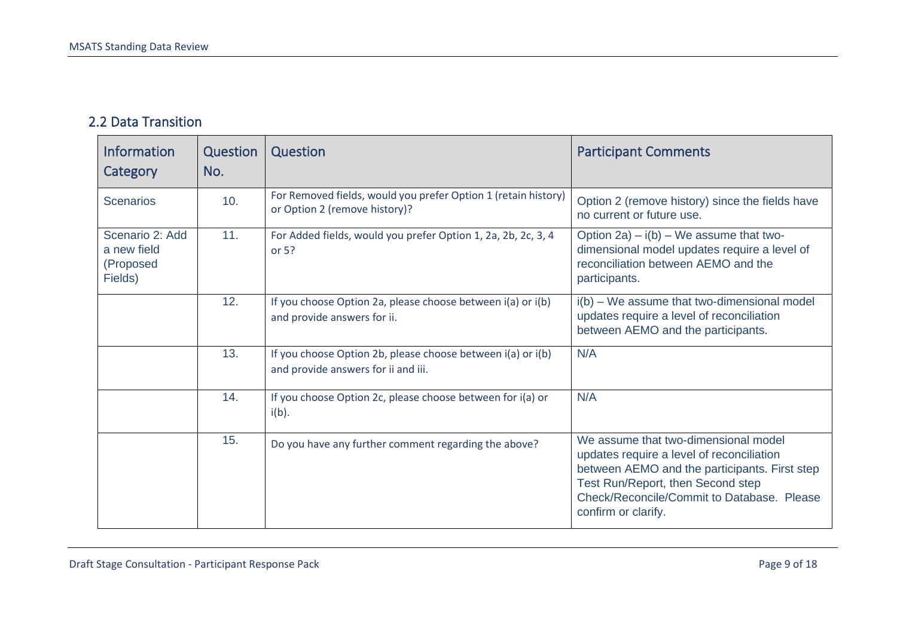## 2.2 Data Transition

| Information Category | Question No. | Question | Participant Comments |
|---|---|---|---|
| Scenarios | 10. | For Removed fields, would you prefer Option 1 (retain history) or Option 2 (remove history)? | Option 2 (remove history) since the fields have no current or future use. |
| Scenario 2: Add a new field (Proposed Fields) | 11. | For Added fields, would you prefer Option 1, 2a, 2b, 2c, 3, 4 or 5? | Option 2a) – i(b) – We assume that two-dimensional model updates require a level of reconciliation between AEMO and the participants. |
| | 12. | If you choose Option 2a, please choose between i(a) or i(b) and provide answers for ii. | i(b) – We assume that two-dimensional model updates require a level of reconciliation between AEMO and the participants. |
| | 13. | If you choose Option 2b, please choose between i(a) or i(b) and provide answers for ii and iii. | N/A |
| | 14. | If you choose Option 2c, please choose between for i(a) or i(b). | N/A |
| | 15. | Do you have any further comment regarding the above? | We assume that two-dimensional model updates require a level of reconciliation between AEMO and the participants. First step Test Run/Report, then Second step Check/Reconcile/Commit to Database. Please confirm or clarify. |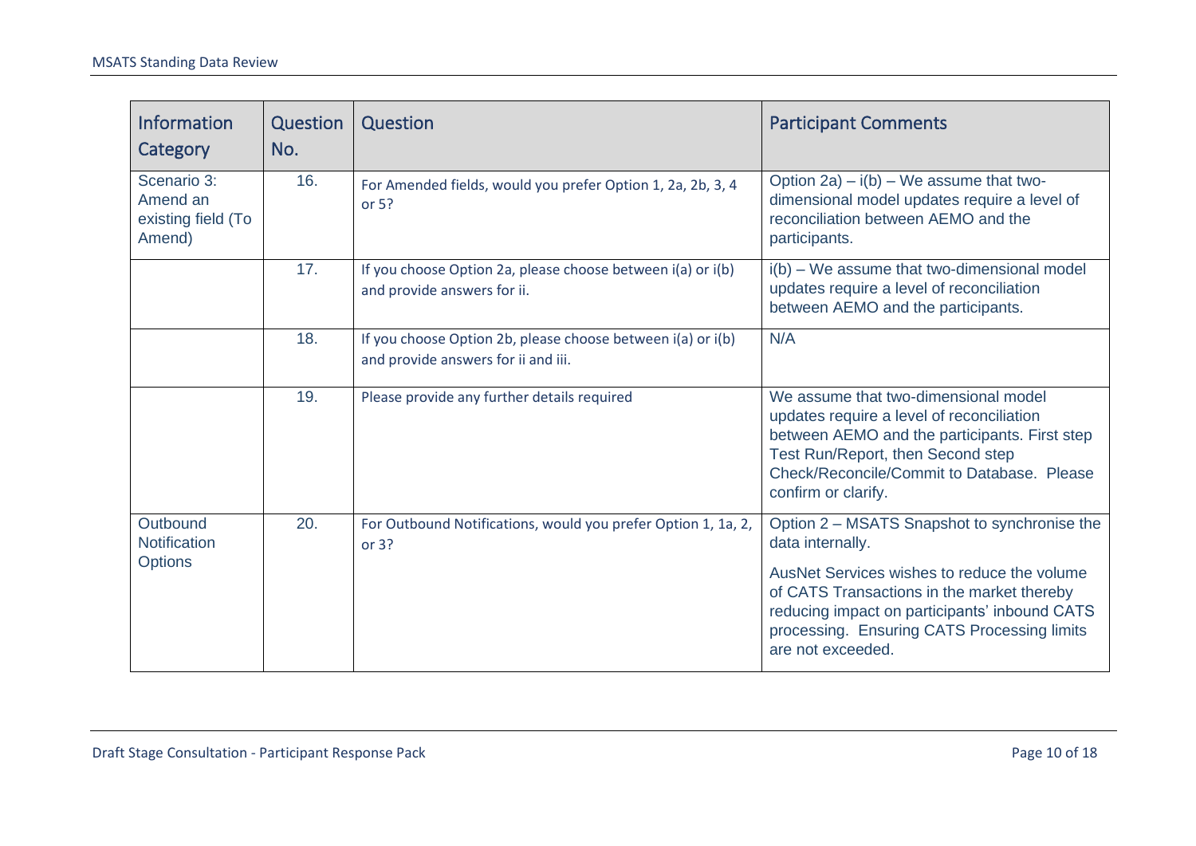| Information Category | Question No. | Question | Participant Comments |
|---|---|---|---|
| Scenario 3: Amend an existing field (To Amend) | 16. | For Amended fields, would you prefer Option 1, 2a, 2b, 3, 4 or 5? | Option 2a) – i(b) – We assume that two-dimensional model updates require a level of reconciliation between AEMO and the participants. |
| | 17. | If you choose Option 2a, please choose between i(a) or i(b) and provide answers for ii. | i(b) – We assume that two-dimensional model updates require a level of reconciliation between AEMO and the participants. |
| | 18. | If you choose Option 2b, please choose between i(a) or i(b) and provide answers for ii and iii. | N/A |
| | 19. | Please provide any further details required | We assume that two-dimensional model updates require a level of reconciliation between AEMO and the participants. First step Test Run/Report, then Second step Check/Reconcile/Commit to Database. Please confirm or clarify. |
| Outbound Notification Options | 20. | For Outbound Notifications, would you prefer Option 1, 1a, 2, or 3? | Option 2 – MSATS Snapshot to synchronise the data internally.<br><br>AusNet Services wishes to reduce the volume of CATS Transactions in the market thereby reducing impact on participants' inbound CATS processing. Ensuring CATS Processing limits are not exceeded. |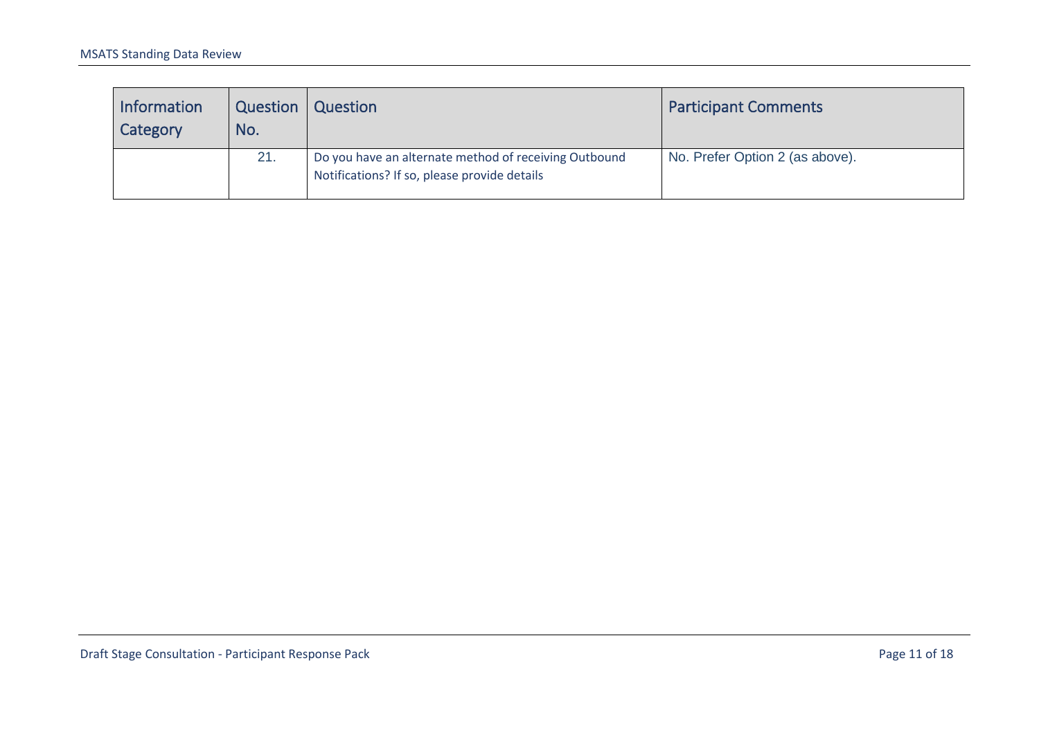| Information Category | Question No. | Question | Participant Comments |
| --- | --- | --- | --- |
| | 21. | Do you have an alternate method of receiving Outbound Notifications? If so, please provide details | No. Prefer Option 2 (as above). |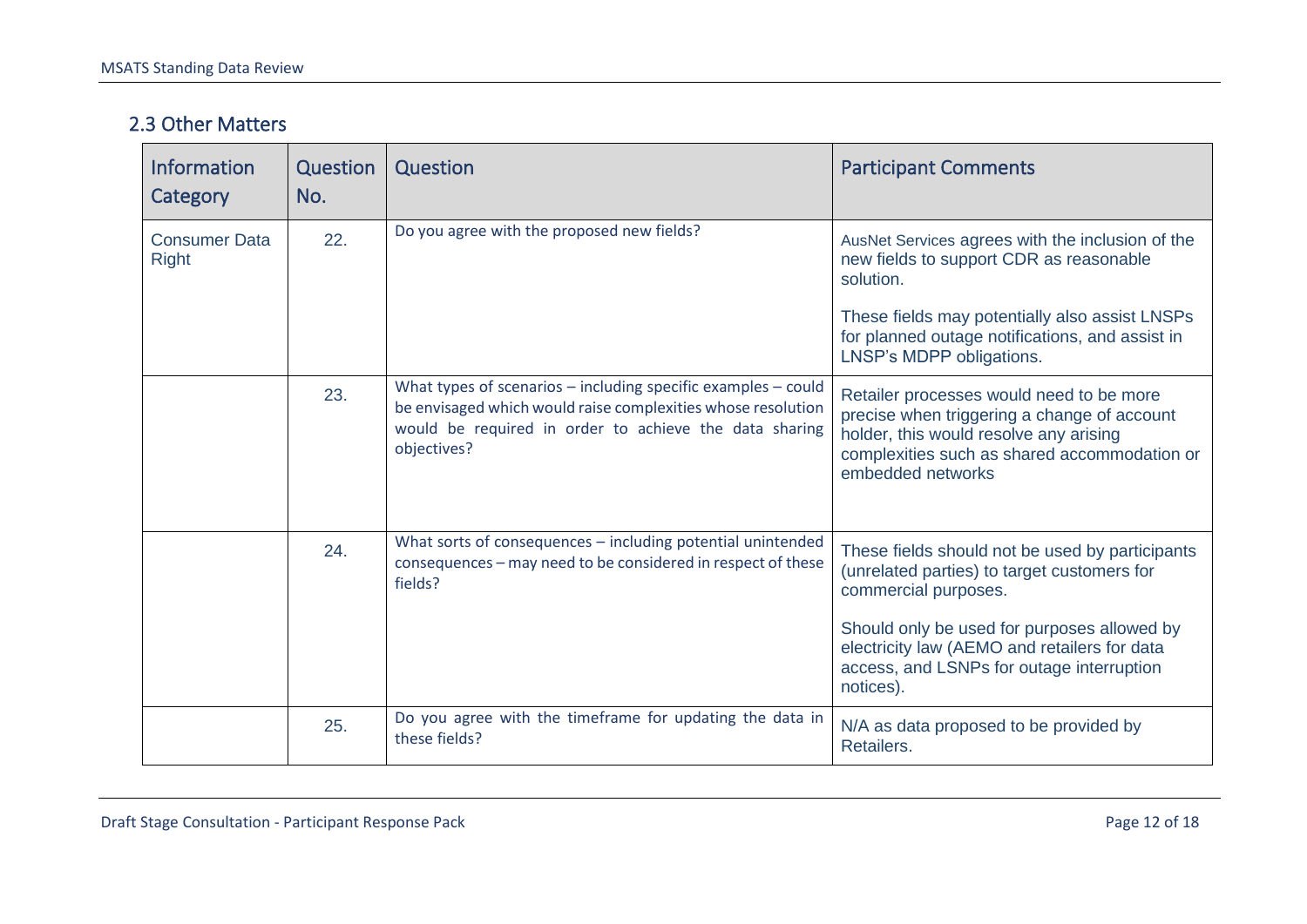## 2.3 Other Matters

| Information Category | Question No. | Question | Participant Comments |
| --- | --- | --- | --- |
| Consumer Data Right | 22. | Do you agree with the proposed new fields? | AusNet Services agrees with the inclusion of the new fields to support CDR as reasonable solution.<br><br>These fields may potentially also assist LNSPs for planned outage notifications, and assist in LNSP's MDPP obligations. |
| | 23. | What types of scenarios – including specific examples – could be envisaged which would raise complexities whose resolution would be required in order to achieve the data sharing objectives? | Retailer processes would need to be more precise when triggering a change of account holder, this would resolve any arising complexities such as shared accommodation or embedded networks |
| | 24. | What sorts of consequences – including potential unintended consequences – may need to be considered in respect of these fields? | These fields should not be used by participants (unrelated parties) to target customers for commercial purposes.<br><br>Should only be used for purposes allowed by electricity law (AEMO and retailers for data access, and LSNPs for outage interruption notices). |
| | 25. | Do you agree with the timeframe for updating the data in these fields? | N/A as data proposed to be provided by Retailers. |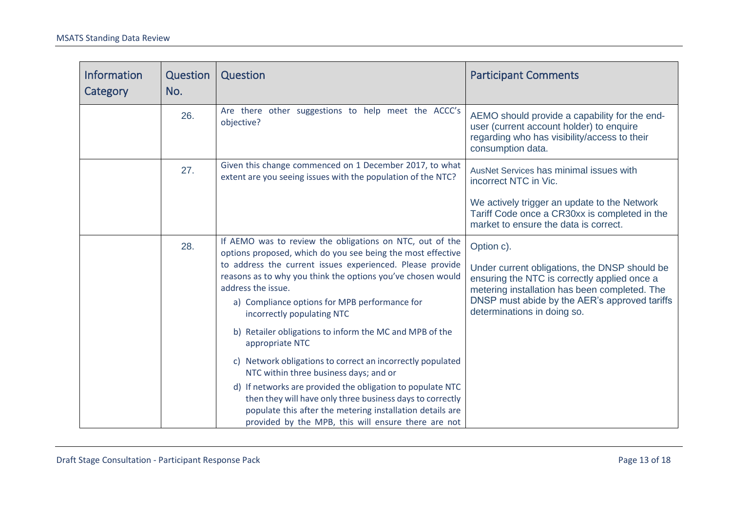| Information Category | Question No. | Question | Participant Comments |
|---|---|---|---|
| | 26. | Are there other suggestions to help meet the ACCC's objective? | AEMO should provide a capability for the end-user (current account holder) to enquire regarding who has visibility/access to their consumption data. |
| | 27. | Given this change commenced on 1 December 2017, to what extent are you seeing issues with the population of the NTC? | AusNet Services has minimal issues with incorrect NTC in Vic.<br><br>We actively trigger an update to the Network Tariff Code once a CR30xx is completed in the market to ensure the data is correct. |
| | 28. | If AEMO was to review the obligations on NTC, out of the options proposed, which do you see being the most effective to address the current issues experienced. Please provide reasons as to why you think the options you've chosen would address the issue.<br>a) Compliance options for MPB performance for incorrectly populating NTC<br>b) Retailer obligations to inform the MC and MPB of the appropriate NTC<br>c) Network obligations to correct an incorrectly populated NTC within three business days; and or<br>d) If networks are provided the obligation to populate NTC then they will have only three business days to correctly populate this after the metering installation details are provided by the MPB, this will ensure there are not | Option c).<br><br>Under current obligations, the DNSP should be ensuring the NTC is correctly applied once a metering installation has been completed. The DNSP must abide by the AER's approved tariffs determinations in doing so. |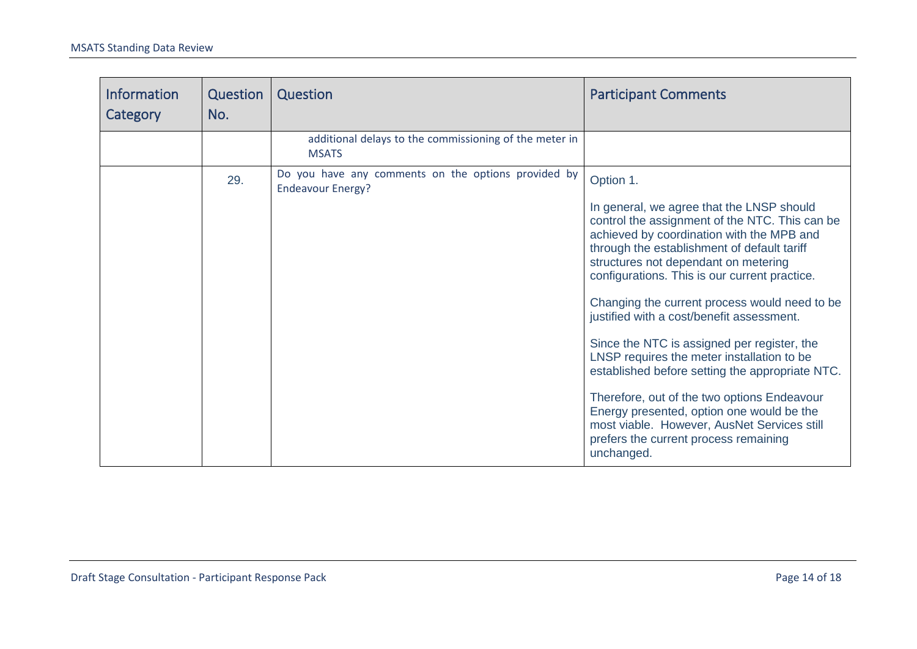| Information Category | Question No. | Question | Participant Comments |
|---|---|---|---|
| | | additional delays to the commissioning of the meter in MSATS | |
| | 29. | Do you have any comments on the options provided by Endeavour Energy? | Option 1.<br><br>In general, we agree that the LNSP should control the assignment of the NTC. This can be achieved by coordination with the MPB and through the establishment of default tariff structures not dependant on metering configurations. This is our current practice.<br><br>Changing the current process would need to be justified with a cost/benefit assessment.<br><br>Since the NTC is assigned per register, the LNSP requires the meter installation to be established before setting the appropriate NTC.<br><br>Therefore, out of the two options Endeavour Energy presented, option one would be the most viable. However, AusNet Services still prefers the current process remaining unchanged. |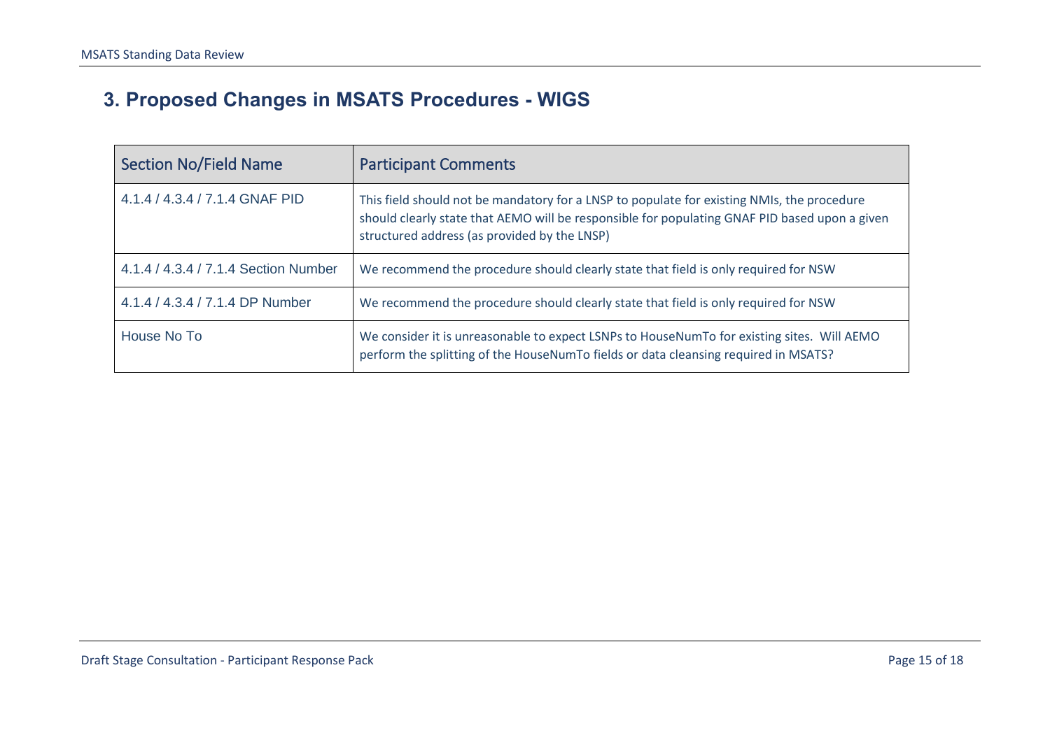# 3. Proposed Changes in MSATS Procedures - WIGS

| Section No/Field Name | Participant Comments |
|---|---|
| 4.1.4 / 4.3.4 / 7.1.4 GNAF PID | This field should not be mandatory for a LNSP to populate for existing NMIs, the procedure should clearly state that AEMO will be responsible for populating GNAF PID based upon a given structured address (as provided by the LNSP) |
| 4.1.4 / 4.3.4 / 7.1.4 Section Number | We recommend the procedure should clearly state that field is only required for NSW |
| 4.1.4 / 4.3.4 / 7.1.4 DP Number | We recommend the procedure should clearly state that field is only required for NSW |
| House No To | We consider it is unreasonable to expect LSNPs to HouseNumTo for existing sites. Will AEMO perform the splitting of the HouseNumTo fields or data cleansing required in MSATS? |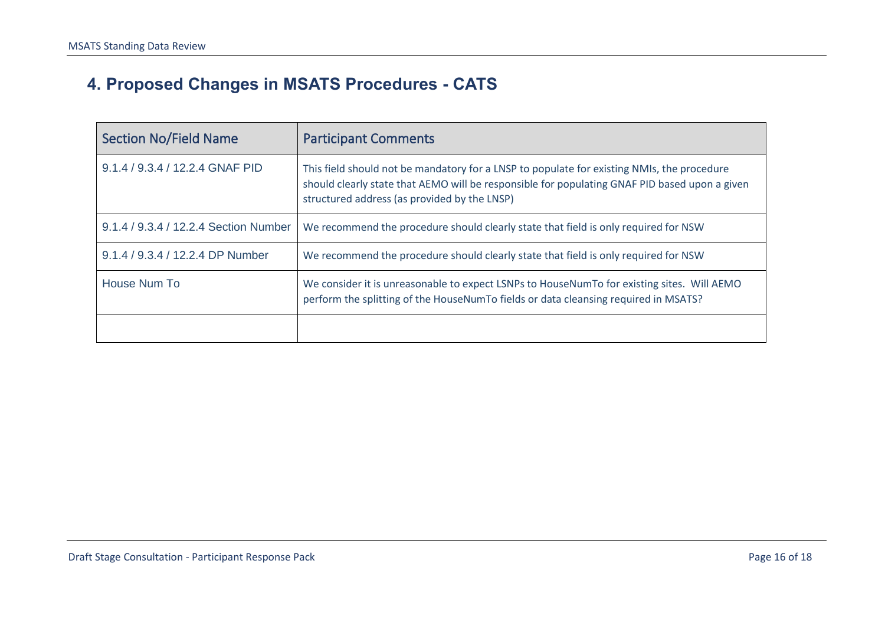## 4. Proposed Changes in MSATS Procedures - CATS

| Section No/Field Name | Participant Comments |
|---|---|
| 9.1.4 / 9.3.4 / 12.2.4 GNAF PID | This field should not be mandatory for a LNSP to populate for existing NMIs, the procedure should clearly state that AEMO will be responsible for populating GNAF PID based upon a given structured address (as provided by the LNSP) |
| 9.1.4 / 9.3.4 / 12.2.4 Section Number | We recommend the procedure should clearly state that field is only required for NSW |
| 9.1.4 / 9.3.4 / 12.2.4 DP Number | We recommend the procedure should clearly state that field is only required for NSW |
| House Num To | We consider it is unreasonable to expect LSNPs to HouseNumTo for existing sites. Will AEMO perform the splitting of the HouseNumTo fields or data cleansing required in MSATS? |
| | |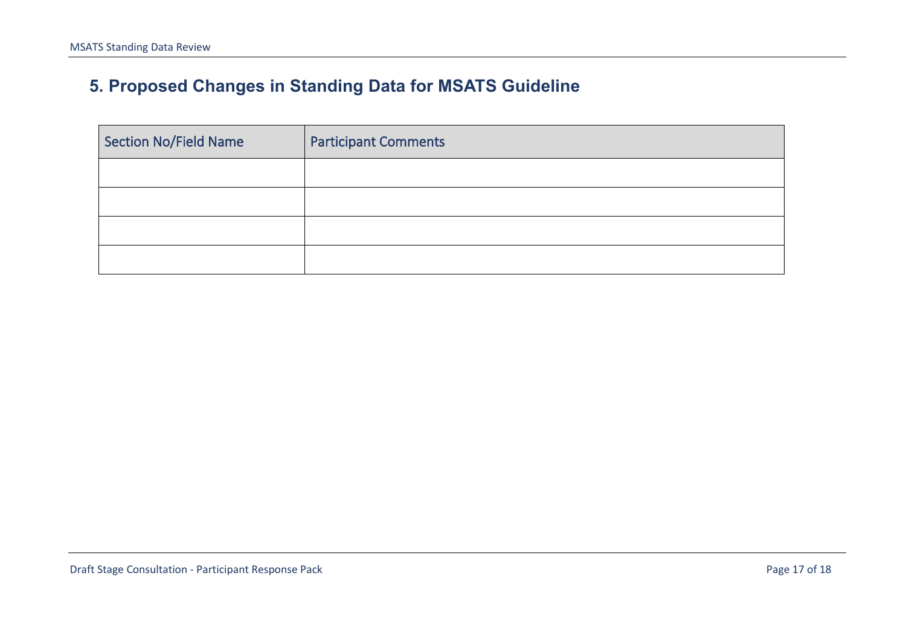## 5. Proposed Changes in Standing Data for MSATS Guideline

| Section No/Field Name | Participant Comments |
| --- | --- |
| | |
| | |
| | |
| | |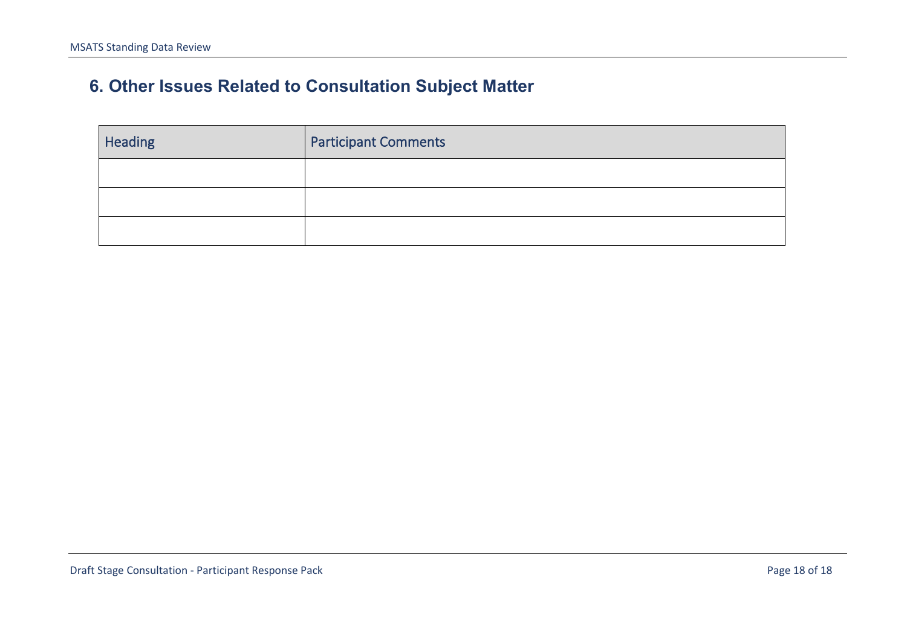## 6. Other Issues Related to Consultation Subject Matter

| Heading | Participant Comments |
| --- | --- |
| | |
| | |
| | |